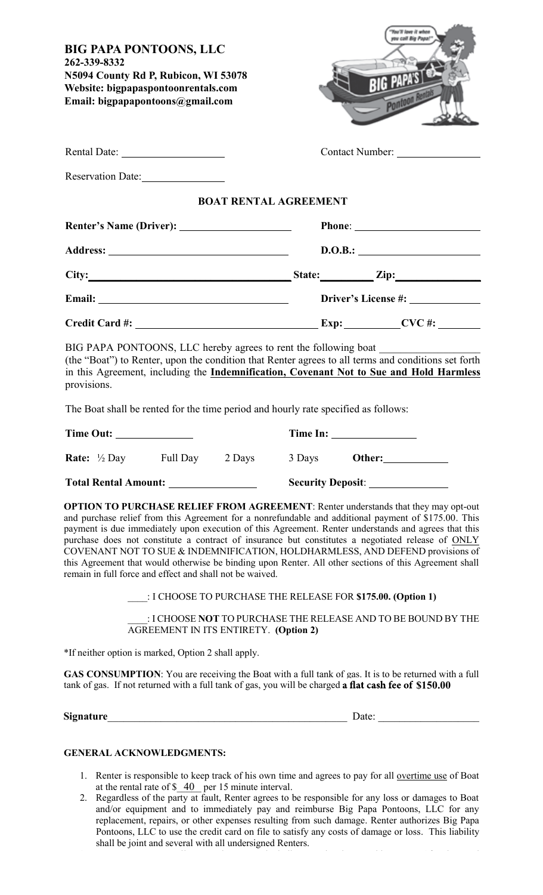**BIG PAPA PONTOONS, LLC**
**262-339-8332**
**N5094 County Rd P, Rubicon, WI 53078**
**Website: bigpapaspontoonrentals.com**
**Email: bigpapapontoons@gmail.com**

Rental Date: ____________________ Contact Number: ________________

Reservation Date: ________________

## BOAT RENTAL AGREEMENT

**Renter's Name (Driver):** ____________________ **Phone**: ________________________

**Address:** ________________________________ **D.O.B.:** ________________________

**City:** ________________________________ **State:** ________ **Zip:** ______________

**Email:** ________________________________ **Driver's License #:** ______________

**Credit Card #:** ________________________________ **Exp:** __________ **CVC #:** ________

BIG PAPA PONTOONS, LLC hereby agrees to rent the following boat ____________________ (the "Boat") to Renter, upon the condition that Renter agrees to all terms and conditions set forth in this Agreement, including the **Indemnification, Covenant Not to Sue and Hold Harmless** provisions.

The Boat shall be rented for the time period and hourly rate specified as follows:

**Time Out:** ______________ **Time In:** ________________

**Rate:** ½ Day Full Day 2 Days 3 Days **Other:** ____________

**Total Rental Amount:** ________________ **Security Deposit**: _______________

**OPTION TO PURCHASE RELIEF FROM AGREEMENT**: Renter understands that they may opt-out and purchase relief from this Agreement for a nonrefundable and additional payment of $175.00. This payment is due immediately upon execution of this Agreement. Renter understands and agrees that this purchase does not constitute a contract of insurance but constitutes a negotiated release of ONLY COVENANT NOT TO SUE & INDEMNIFICATION, HOLDHARMLESS, AND DEFEND provisions of this Agreement that would otherwise be binding upon Renter. All other sections of this Agreement shall remain in full force and effect and shall not be waived.

____: I CHOOSE TO PURCHASE THE RELEASE FOR **$175.00. (Option 1)**

____: I CHOOSE **NOT** TO PURCHASE THE RELEASE AND TO BE BOUND BY THE AGREEMENT IN ITS ENTIRETY. **(Option 2)**

*If neither option is marked, Option 2 shall apply.

**GAS CONSUMPTION**: You are receiving the Boat with a full tank of gas. It is to be returned with a full tank of gas. If not returned with a full tank of gas, you will be charged **a flat cash fee of $150.00**

**Signature** ______________________________________________ Date: ___________________

**GENERAL ACKNOWLEDGMENTS:**

1. Renter is responsible to keep track of his own time and agrees to pay for all overtime use of Boat at the rental rate of $ 40 per 15 minute interval.
2. Regardless of the party at fault, Renter agrees to be responsible for any loss or damages to Boat and/or equipment and to immediately pay and reimburse Big Papa Pontoons, LLC for any replacement, repairs, or other expenses resulting from such damage. Renter authorizes Big Papa Pontoons, LLC to use the credit card on file to satisfy any costs of damage or loss. This liability shall be joint and several with all undersigned Renters.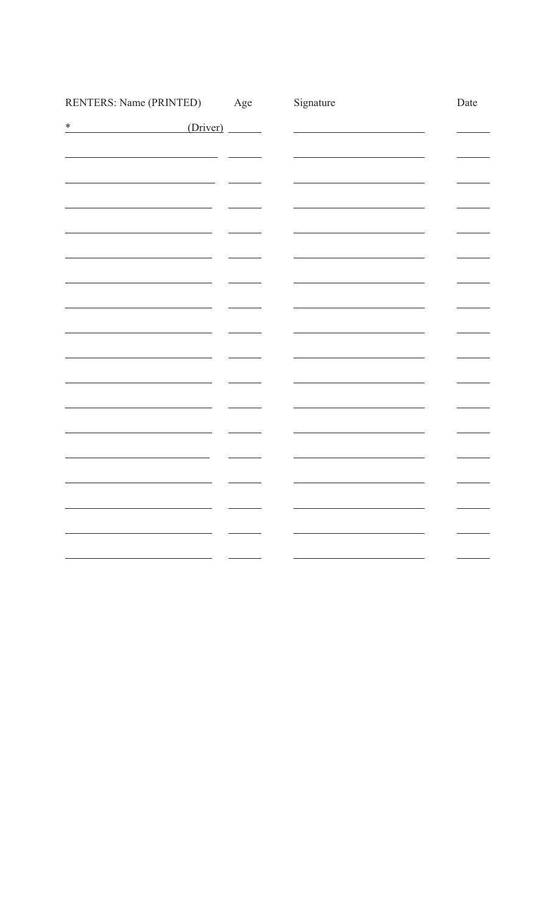| RENTERS: Name (PRINTED) | Age | Signature | Date |
| --- | --- | --- | --- |
| * (Driver) | | | |
| | | | |
| | | | |
| | | | |
| | | | |
| | | | |
| | | | |
| | | | |
| | | | |
| | | | |
| | | | |
| | | | |
| | | | |
| | | | |
| | | | |
| | | | |
| | | | |
| | | | |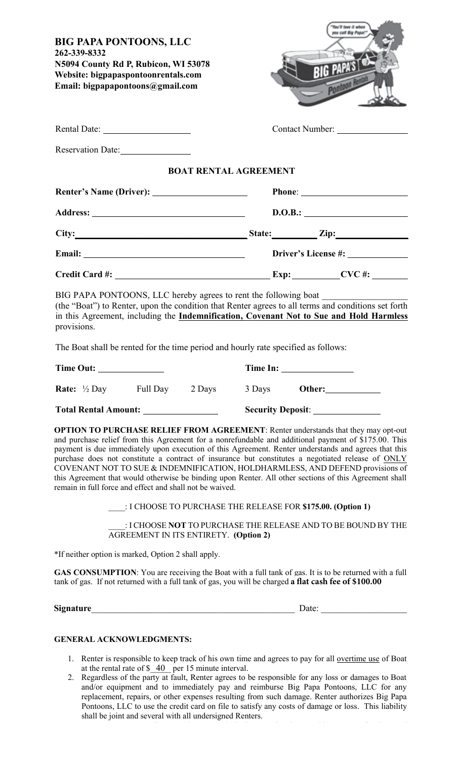**BIG PAPA PONTOONS, LLC**
**262-339-8332**
**N5094 County Rd P, Rubicon, WI 53078**
**Website: bigpapaspontoonrentals.com**
**Email: bigpapapontoons@gmail.com**

Rental Date: ____________________ Contact Number: ________________

Reservation Date: ________________

## BOAT RENTAL AGREEMENT

**Renter's Name (Driver):** ____________________ **Phone**: ________________________

**Address:** ________________________________ **D.O.B.:** ________________________

**City:** ________________________________ **State:** __________ **Zip:** ______________

**Email:** ________________________________ **Driver's License #:** ______________

**Credit Card #:** ________________________________ **Exp:** __________ **CVC #:** ________

BIG PAPA PONTOONS, LLC hereby agrees to rent the following boat ____________________ (the "Boat") to Renter, upon the condition that Renter agrees to all terms and conditions set forth in this Agreement, including the **Indemnification, Covenant Not to Sue and Hold Harmless** provisions.

The Boat shall be rented for the time period and hourly rate specified as follows:

**Time Out:** ______________ **Time In:** ________________

**Rate:** ½ Day Full Day 2 Days 3 Days **Other:** ____________

**Total Rental Amount:** ________________ **Security Deposit**: ______________

**OPTION TO PURCHASE RELIEF FROM AGREEMENT**: Renter understands that they may opt-out and purchase relief from this Agreement for a nonrefundable and additional payment of $175.00. This payment is due immediately upon execution of this Agreement. Renter understands and agrees that this purchase does not constitute a contract of insurance but constitutes a negotiated release of ONLY COVENANT NOT TO SUE & INDEMNIFICATION, HOLDHARMLESS, AND DEFEND provisions of this Agreement that would otherwise be binding upon Renter. All other sections of this Agreement shall remain in full force and effect and shall not be waived.

____: I CHOOSE TO PURCHASE THE RELEASE FOR **$175.00. (Option 1)**

____: I CHOOSE **NOT** TO PURCHASE THE RELEASE AND TO BE BOUND BY THE AGREEMENT IN ITS ENTIRETY. **(Option 2)**

*If neither option is marked, Option 2 shall apply.

**GAS CONSUMPTION**: You are receiving the Boat with a full tank of gas. It is to be returned with a full tank of gas. If not returned with a full tank of gas, you will be charged **a flat cash fee of $100.00**

**Signature** ______________________________________________ Date: ____________________

**GENERAL ACKNOWLEDGMENTS:**

1. Renter is responsible to keep track of his own time and agrees to pay for all overtime use of Boat at the rental rate of $ 40 per 15 minute interval.
2. Regardless of the party at fault, Renter agrees to be responsible for any loss or damages to Boat and/or equipment and to immediately pay and reimburse Big Papa Pontoons, LLC for any replacement, repairs, or other expenses resulting from such damage. Renter authorizes Big Papa Pontoons, LLC to use the credit card on file to satisfy any costs of damage or loss. This liability shall be joint and several with all undersigned Renters.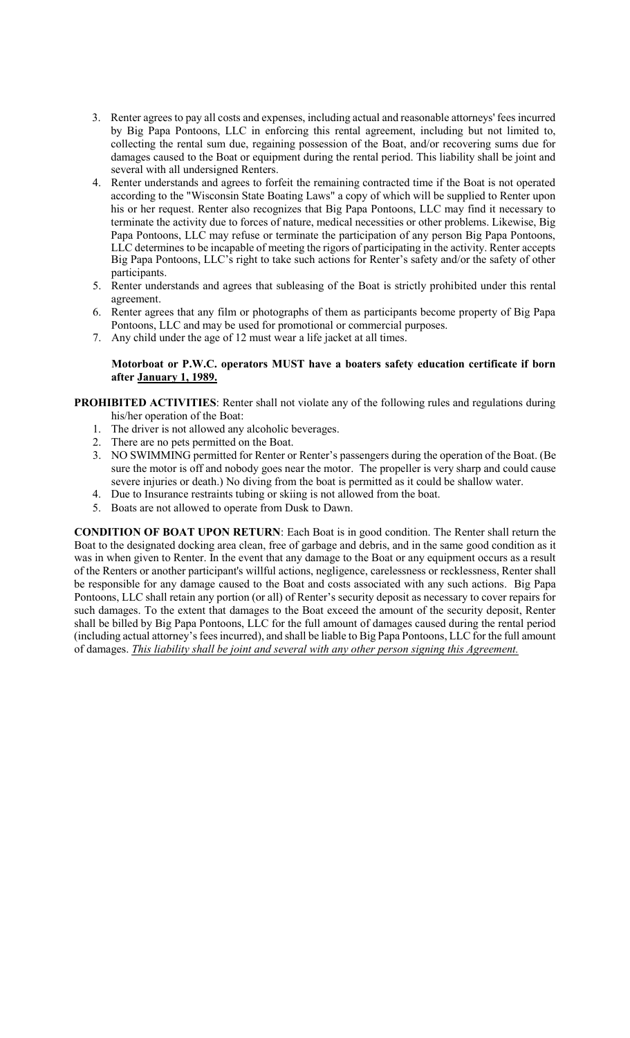3. Renter agrees to pay all costs and expenses, including actual and reasonable attorneys' fees incurred by Big Papa Pontoons, LLC in enforcing this rental agreement, including but not limited to, collecting the rental sum due, regaining possession of the Boat, and/or recovering sums due for damages caused to the Boat or equipment during the rental period. This liability shall be joint and several with all undersigned Renters.
4. Renter understands and agrees to forfeit the remaining contracted time if the Boat is not operated according to the "Wisconsin State Boating Laws" a copy of which will be supplied to Renter upon his or her request. Renter also recognizes that Big Papa Pontoons, LLC may find it necessary to terminate the activity due to forces of nature, medical necessities or other problems. Likewise, Big Papa Pontoons, LLC may refuse or terminate the participation of any person Big Papa Pontoons, LLC determines to be incapable of meeting the rigors of participating in the activity. Renter accepts Big Papa Pontoons, LLC's right to take such actions for Renter's safety and/or the safety of other participants.
5. Renter understands and agrees that subleasing of the Boat is strictly prohibited under this rental agreement.
6. Renter agrees that any film or photographs of them as participants become property of Big Papa Pontoons, LLC and may be used for promotional or commercial purposes.
7. Any child under the age of 12 must wear a life jacket at all times.

**Motorboat or P.W.C. operators MUST have a boaters safety education certificate if born after January 1, 1989.**

**PROHIBITED ACTIVITIES**: Renter shall not violate any of the following rules and regulations during his/her operation of the Boat:

1. The driver is not allowed any alcoholic beverages.
2. There are no pets permitted on the Boat.
3. NO SWIMMING permitted for Renter or Renter's passengers during the operation of the Boat. (Be sure the motor is off and nobody goes near the motor. The propeller is very sharp and could cause severe injuries or death.) No diving from the boat is permitted as it could be shallow water.
4. Due to Insurance restraints tubing or skiing is not allowed from the boat.
5. Boats are not allowed to operate from Dusk to Dawn.

**CONDITION OF BOAT UPON RETURN**: Each Boat is in good condition. The Renter shall return the Boat to the designated docking area clean, free of garbage and debris, and in the same good condition as it was in when given to Renter. In the event that any damage to the Boat or any equipment occurs as a result of the Renters or another participant's willful actions, negligence, carelessness or recklessness, Renter shall be responsible for any damage caused to the Boat and costs associated with any such actions. Big Papa Pontoons, LLC shall retain any portion (or all) of Renter's security deposit as necessary to cover repairs for such damages. To the extent that damages to the Boat exceed the amount of the security deposit, Renter shall be billed by Big Papa Pontoons, LLC for the full amount of damages caused during the rental period (including actual attorney's fees incurred), and shall be liable to Big Papa Pontoons, LLC for the full amount of damages. *This liability shall be joint and several with any other person signing this Agreement.*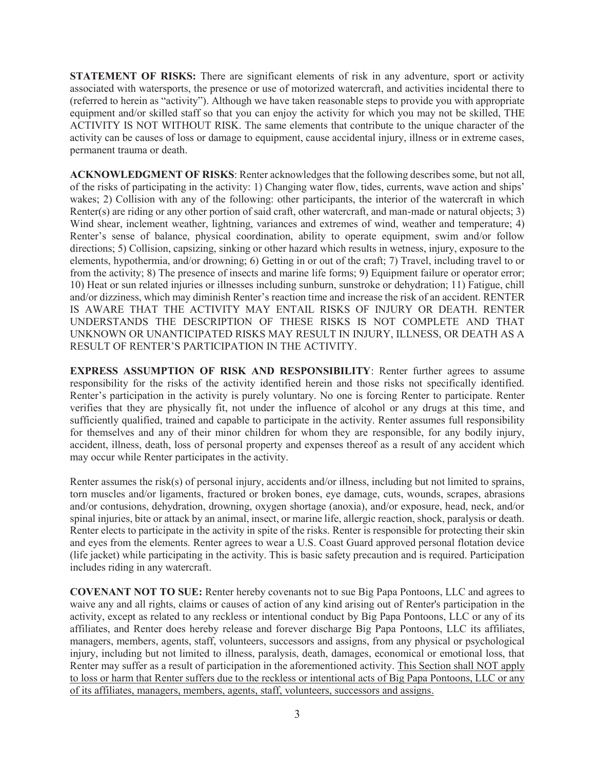**STATEMENT OF RISKS:** There are significant elements of risk in any adventure, sport or activity associated with watersports, the presence or use of motorized watercraft, and activities incidental there to (referred to herein as "activity"). Although we have taken reasonable steps to provide you with appropriate equipment and/or skilled staff so that you can enjoy the activity for which you may not be skilled, THE ACTIVITY IS NOT WITHOUT RISK. The same elements that contribute to the unique character of the activity can be causes of loss or damage to equipment, cause accidental injury, illness or in extreme cases, permanent trauma or death.

**ACKNOWLEDGMENT OF RISKS**: Renter acknowledges that the following describes some, but not all, of the risks of participating in the activity: 1) Changing water flow, tides, currents, wave action and ships' wakes; 2) Collision with any of the following: other participants, the interior of the watercraft in which Renter(s) are riding or any other portion of said craft, other watercraft, and man-made or natural objects; 3) Wind shear, inclement weather, lightning, variances and extremes of wind, weather and temperature; 4) Renter's sense of balance, physical coordination, ability to operate equipment, swim and/or follow directions; 5) Collision, capsizing, sinking or other hazard which results in wetness, injury, exposure to the elements, hypothermia, and/or drowning; 6) Getting in or out of the craft; 7) Travel, including travel to or from the activity; 8) The presence of insects and marine life forms; 9) Equipment failure or operator error; 10) Heat or sun related injuries or illnesses including sunburn, sunstroke or dehydration; 11) Fatigue, chill and/or dizziness, which may diminish Renter's reaction time and increase the risk of an accident. RENTER IS AWARE THAT THE ACTIVITY MAY ENTAIL RISKS OF INJURY OR DEATH. RENTER UNDERSTANDS THE DESCRIPTION OF THESE RISKS IS NOT COMPLETE AND THAT UNKNOWN OR UNANTICIPATED RISKS MAY RESULT IN INJURY, ILLNESS, OR DEATH AS A RESULT OF RENTER'S PARTICIPATION IN THE ACTIVITY.

**EXPRESS ASSUMPTION OF RISK AND RESPONSIBILITY**: Renter further agrees to assume responsibility for the risks of the activity identified herein and those risks not specifically identified. Renter's participation in the activity is purely voluntary. No one is forcing Renter to participate. Renter verifies that they are physically fit, not under the influence of alcohol or any drugs at this time, and sufficiently qualified, trained and capable to participate in the activity. Renter assumes full responsibility for themselves and any of their minor children for whom they are responsible, for any bodily injury, accident, illness, death, loss of personal property and expenses thereof as a result of any accident which may occur while Renter participates in the activity.

Renter assumes the risk(s) of personal injury, accidents and/or illness, including but not limited to sprains, torn muscles and/or ligaments, fractured or broken bones, eye damage, cuts, wounds, scrapes, abrasions and/or contusions, dehydration, drowning, oxygen shortage (anoxia), and/or exposure, head, neck, and/or spinal injuries, bite or attack by an animal, insect, or marine life, allergic reaction, shock, paralysis or death. Renter elects to participate in the activity in spite of the risks. Renter is responsible for protecting their skin and eyes from the elements. Renter agrees to wear a U.S. Coast Guard approved personal flotation device (life jacket) while participating in the activity. This is basic safety precaution and is required. Participation includes riding in any watercraft.

**COVENANT NOT TO SUE:** Renter hereby covenants not to sue Big Papa Pontoons, LLC and agrees to waive any and all rights, claims or causes of action of any kind arising out of Renter's participation in the activity, except as related to any reckless or intentional conduct by Big Papa Pontoons, LLC or any of its affiliates, and Renter does hereby release and forever discharge Big Papa Pontoons, LLC its affiliates, managers, members, agents, staff, volunteers, successors and assigns, from any physical or psychological injury, including but not limited to illness, paralysis, death, damages, economical or emotional loss, that Renter may suffer as a result of participation in the aforementioned activity. <u>This Section shall NOT apply to loss or harm that Renter suffers due to the reckless or intentional acts of Big Papa Pontoons, LLC or any of its affiliates, managers, members, agents, staff, volunteers, successors and assigns.</u>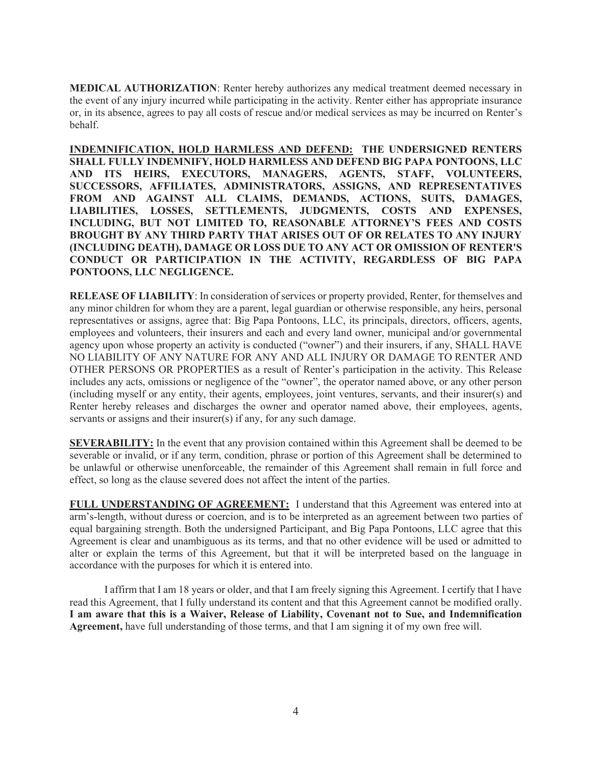**MEDICAL AUTHORIZATION**: Renter hereby authorizes any medical treatment deemed necessary in the event of any injury incurred while participating in the activity. Renter either has appropriate insurance or, in its absence, agrees to pay all costs of rescue and/or medical services as may be incurred on Renter's behalf.

**INDEMNIFICATION, HOLD HARMLESS AND DEFEND: THE UNDERSIGNED RENTERS SHALL FULLY INDEMNIFY, HOLD HARMLESS AND DEFEND BIG PAPA PONTOONS, LLC AND ITS HEIRS, EXECUTORS, MANAGERS, AGENTS, STAFF, VOLUNTEERS, SUCCESSORS, AFFILIATES, ADMINISTRATORS, ASSIGNS, AND REPRESENTATIVES FROM AND AGAINST ALL CLAIMS, DEMANDS, ACTIONS, SUITS, DAMAGES, LIABILITIES, LOSSES, SETTLEMENTS, JUDGMENTS, COSTS AND EXPENSES, INCLUDING, BUT NOT LIMITED TO, REASONABLE ATTORNEY'S FEES AND COSTS BROUGHT BY ANY THIRD PARTY THAT ARISES OUT OF OR RELATES TO ANY INJURY (INCLUDING DEATH), DAMAGE OR LOSS DUE TO ANY ACT OR OMISSION OF RENTER'S CONDUCT OR PARTICIPATION IN THE ACTIVITY, REGARDLESS OF BIG PAPA PONTOONS, LLC NEGLIGENCE.**

**RELEASE OF LIABILITY**: In consideration of services or property provided, Renter, for themselves and any minor children for whom they are a parent, legal guardian or otherwise responsible, any heirs, personal representatives or assigns, agree that: Big Papa Pontoons, LLC, its principals, directors, officers, agents, employees and volunteers, their insurers and each and every land owner, municipal and/or governmental agency upon whose property an activity is conducted ("owner") and their insurers, if any, SHALL HAVE NO LIABILITY OF ANY NATURE FOR ANY AND ALL INJURY OR DAMAGE TO RENTER AND OTHER PERSONS OR PROPERTIES as a result of Renter's participation in the activity. This Release includes any acts, omissions or negligence of the "owner", the operator named above, or any other person (including myself or any entity, their agents, employees, joint ventures, servants, and their insurer(s) and Renter hereby releases and discharges the owner and operator named above, their employees, agents, servants or assigns and their insurer(s) if any, for any such damage.

**SEVERABILITY:** In the event that any provision contained within this Agreement shall be deemed to be severable or invalid, or if any term, condition, phrase or portion of this Agreement shall be determined to be unlawful or otherwise unenforceable, the remainder of this Agreement shall remain in full force and effect, so long as the clause severed does not affect the intent of the parties.

**FULL UNDERSTANDING OF AGREEMENT:** I understand that this Agreement was entered into at arm's-length, without duress or coercion, and is to be interpreted as an agreement between two parties of equal bargaining strength. Both the undersigned Participant, and Big Papa Pontoons, LLC agree that this Agreement is clear and unambiguous as its terms, and that no other evidence will be used or admitted to alter or explain the terms of this Agreement, but that it will be interpreted based on the language in accordance with the purposes for which it is entered into.

I affirm that I am 18 years or older, and that I am freely signing this Agreement. I certify that I have read this Agreement, that I fully understand its content and that this Agreement cannot be modified orally. **I am aware that this is a Waiver, Release of Liability, Covenant not to Sue, and Indemnification Agreement,** have full understanding of those terms, and that I am signing it of my own free will.